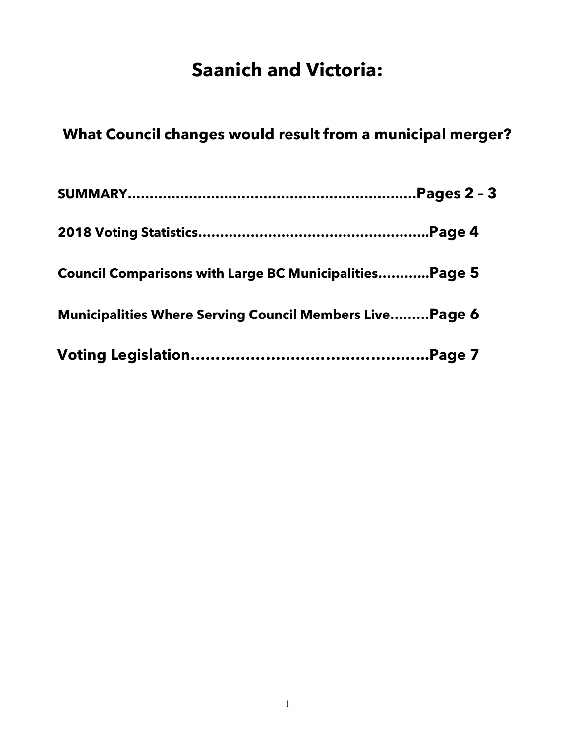# Saanich and Victoria:

## What Council changes would result from a municipal merger?

**SUMMARY……………………………………………………Pages 2 – 3**

**2018 Voting Statistics………………………………………Page 4**

**Council Comparisons with Large BC Municipalities…………Page 5**

**Municipalities Where Serving Council Members Live………Page 6**

**Voting Legislation…………………………………………Page 7**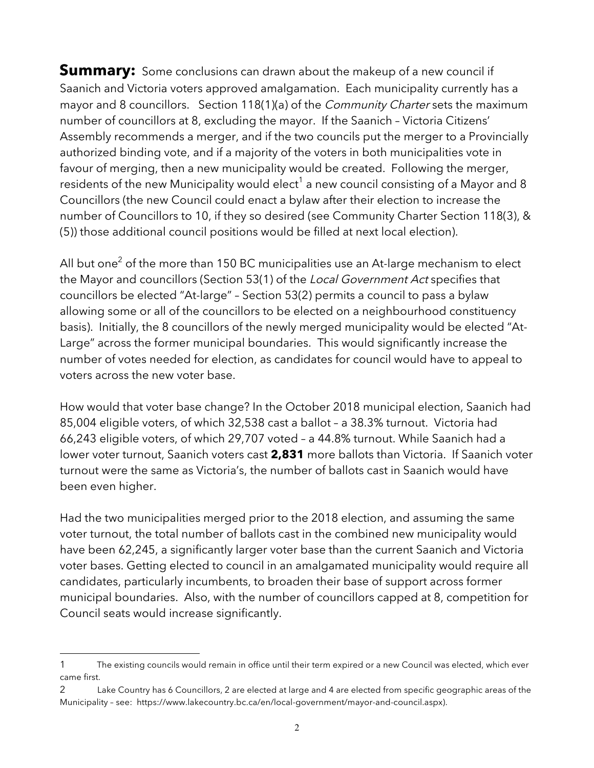**Summary:** Some conclusions can drawn about the makeup of a new council if Saanich and Victoria voters approved amalgamation. Each municipality currently has a mayor and 8 councillors. Section 118(1)(a) of the *Community Charter* sets the maximum number of councillors at 8, excluding the mayor. If the Saanich – Victoria Citizens' Assembly recommends a merger, and if the two councils put the merger to a Provincially authorized binding vote, and if a majority of the voters in both municipalities vote in favour of merging, then a new municipality would be created. Following the merger, residents of the new Municipality would elect[1] a new council consisting of a Mayor and 8 Councillors (the new Council could enact a bylaw after their election to increase the number of Councillors to 10, if they so desired (see Community Charter Section 118(3), & (5)) those additional council positions would be filled at next local election).

All but one[2] of the more than 150 BC municipalities use an At-large mechanism to elect the Mayor and councillors (Section 53(1) of the *Local Government Act* specifies that councillors be elected "At-large" – Section 53(2) permits a council to pass a bylaw allowing some or all of the councillors to be elected on a neighbourhood constituency basis). Initially, the 8 councillors of the newly merged municipality would be elected "At-Large" across the former municipal boundaries. This would significantly increase the number of votes needed for election, as candidates for council would have to appeal to voters across the new voter base.

How would that voter base change? In the October 2018 municipal election, Saanich had 85,004 eligible voters, of which 32,538 cast a ballot – a 38.3% turnout. Victoria had 66,243 eligible voters, of which 29,707 voted – a 44.8% turnout. While Saanich had a lower voter turnout, Saanich voters cast **2,831** more ballots than Victoria. If Saanich voter turnout were the same as Victoria's, the number of ballots cast in Saanich would have been even higher.

Had the two municipalities merged prior to the 2018 election, and assuming the same voter turnout, the total number of ballots cast in the combined new municipality would have been 62,245, a significantly larger voter base than the current Saanich and Victoria voter bases. Getting elected to council in an amalgamated municipality would require all candidates, particularly incumbents, to broaden their base of support across former municipal boundaries. Also, with the number of councillors capped at 8, competition for Council seats would increase significantly.

---

1 The existing councils would remain in office until their term expired or a new Council was elected, which ever came first.

2 Lake Country has 6 Councillors, 2 are elected at large and 4 are elected from specific geographic areas of the Municipality – see: https://www.lakecountry.bc.ca/en/local-government/mayor-and-council.aspx).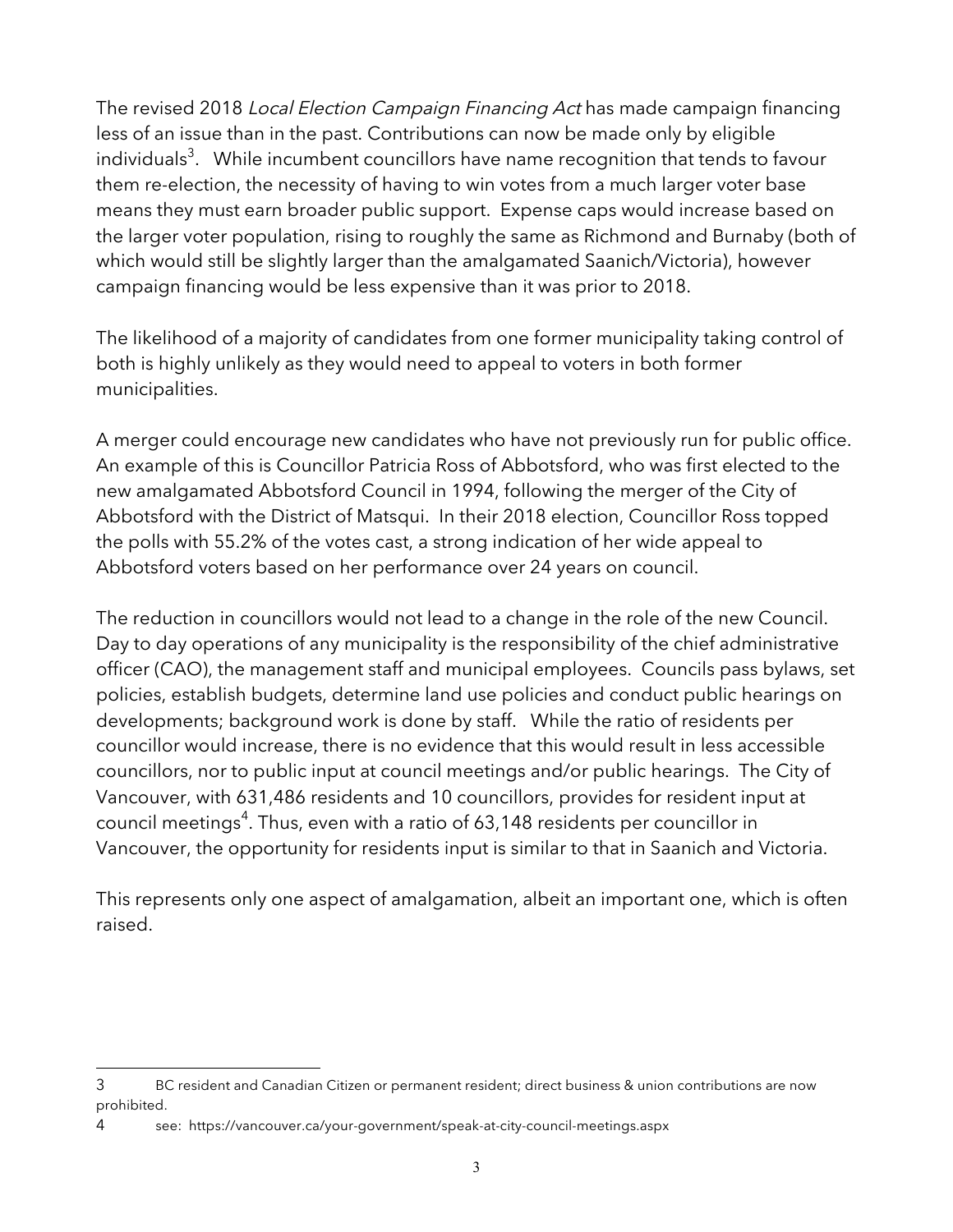The revised 2018 *Local Election Campaign Financing Act* has made campaign financing less of an issue than in the past. Contributions can now be made only by eligible individuals[3]. While incumbent councillors have name recognition that tends to favour them re-election, the necessity of having to win votes from a much larger voter base means they must earn broader public support. Expense caps would increase based on the larger voter population, rising to roughly the same as Richmond and Burnaby (both of which would still be slightly larger than the amalgamated Saanich/Victoria), however campaign financing would be less expensive than it was prior to 2018.

The likelihood of a majority of candidates from one former municipality taking control of both is highly unlikely as they would need to appeal to voters in both former municipalities.

A merger could encourage new candidates who have not previously run for public office. An example of this is Councillor Patricia Ross of Abbotsford, who was first elected to the new amalgamated Abbotsford Council in 1994, following the merger of the City of Abbotsford with the District of Matsqui. In their 2018 election, Councillor Ross topped the polls with 55.2% of the votes cast, a strong indication of her wide appeal to Abbotsford voters based on her performance over 24 years on council.

The reduction in councillors would not lead to a change in the role of the new Council. Day to day operations of any municipality is the responsibility of the chief administrative officer (CAO), the management staff and municipal employees. Councils pass bylaws, set policies, establish budgets, determine land use policies and conduct public hearings on developments; background work is done by staff. While the ratio of residents per councillor would increase, there is no evidence that this would result in less accessible councillors, nor to public input at council meetings and/or public hearings. The City of Vancouver, with 631,486 residents and 10 councillors, provides for resident input at council meetings[4]. Thus, even with a ratio of 63,148 residents per councillor in Vancouver, the opportunity for residents input is similar to that in Saanich and Victoria.

This represents only one aspect of amalgamation, albeit an important one, which is often raised.

---

3 BC resident and Canadian Citizen or permanent resident; direct business & union contributions are now prohibited.

4 see: https://vancouver.ca/your-government/speak-at-city-council-meetings.aspx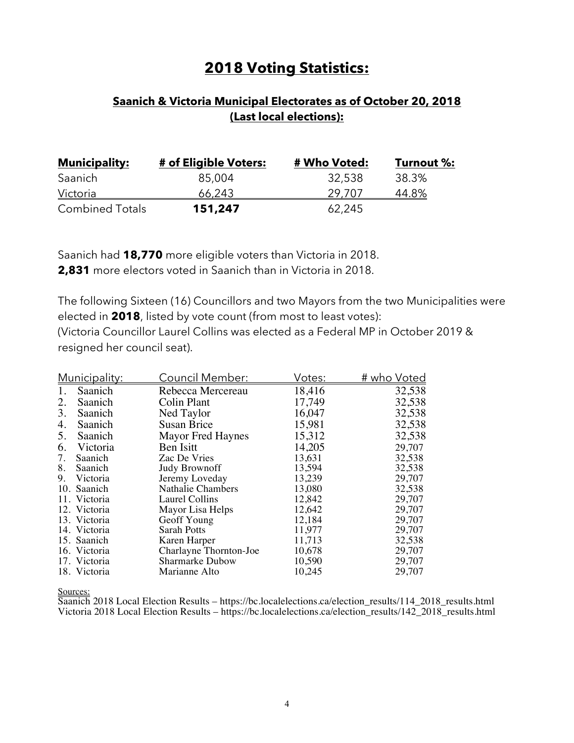# 2018 Voting Statistics:

## Saanich & Victoria Municipal Electorates as of October 20, 2018 (Last local elections):

| Municipality: | # of Eligible Voters: | # Who Voted: | Turnout %: |
|---|---|---|---|
| Saanich | 85,004 | 32,538 | 38.3% |
| Victoria | 66,243 | 29,707 | 44.8% |
| Combined Totals | **151,247** | 62,245 | |

Saanich had **18,770** more eligible voters than Victoria in 2018.
**2,831** more electors voted in Saanich than in Victoria in 2018.

The following Sixteen (16) Councillors and two Mayors from the two Municipalities were elected in **2018**, listed by vote count (from most to least votes):
(Victoria Councillor Laurel Collins was elected as a Federal MP in October 2019 & resigned her council seat).

| Municipality: | Council Member: | Votes: | # who Voted |
|---|---|---|---|
| 1. Saanich | Rebecca Mercereau | 18,416 | 32,538 |
| 2. Saanich | Colin Plant | 17,749 | 32,538 |
| 3. Saanich | Ned Taylor | 16,047 | 32,538 |
| 4. Saanich | Susan Brice | 15,981 | 32,538 |
| 5. Saanich | Mayor Fred Haynes | 15,312 | 32,538 |
| 6. Victoria | Ben Isitt | 14,205 | 29,707 |
| 7. Saanich | Zac De Vries | 13,631 | 32,538 |
| 8. Saanich | Judy Brownoff | 13,594 | 32,538 |
| 9. Victoria | Jeremy Loveday | 13,239 | 29,707 |
| 10. Saanich | Nathalie Chambers | 13,080 | 32,538 |
| 11. Victoria | Laurel Collins | 12,842 | 29,707 |
| 12. Victoria | Mayor Lisa Helps | 12,642 | 29,707 |
| 13. Victoria | Geoff Young | 12,184 | 29,707 |
| 14. Victoria | Sarah Potts | 11,977 | 29,707 |
| 15. Saanich | Karen Harper | 11,713 | 32,538 |
| 16. Victoria | Charlayne Thornton-Joe | 10,678 | 29,707 |
| 17. Victoria | Sharmarke Dubow | 10,590 | 29,707 |
| 18. Victoria | Marianne Alto | 10,245 | 29,707 |

Sources:
Saanich 2018 Local Election Results – https://bc.localelections.ca/election_results/114_2018_results.html
Victoria 2018 Local Election Results – https://bc.localelections.ca/election_results/142_2018_results.html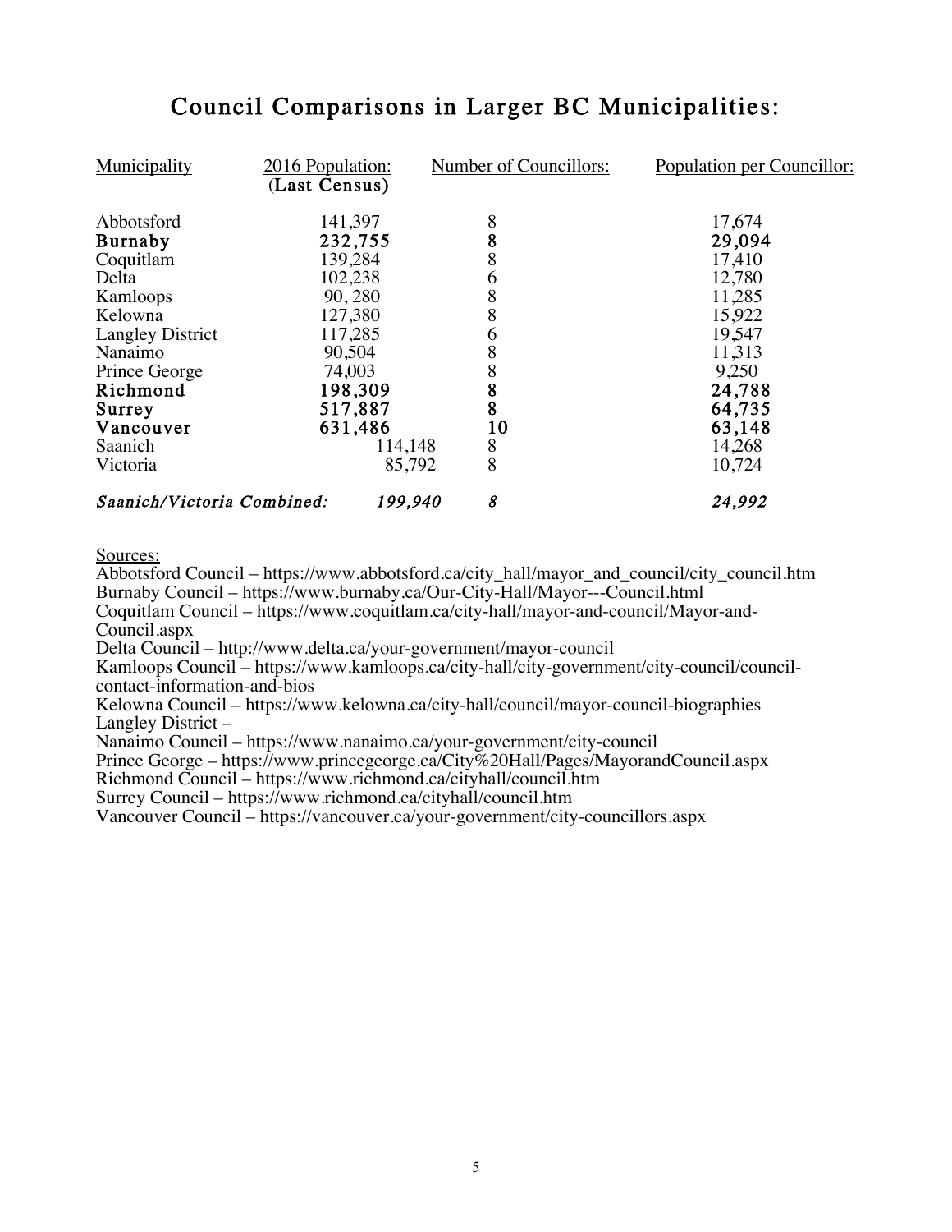# Council Comparisons in Larger BC Municipalities:

| Municipality | 2016 Population: (Last Census) | Number of Councillors: | Population per Councillor: |
|---|---|---|---|
| Abbotsford | 141,397 | 8 | 17,674 |
| **Burnaby** | **232,755** | **8** | **29,094** |
| Coquitlam | 139,284 | 8 | 17,410 |
| Delta | 102,238 | 6 | 12,780 |
| Kamloops | 90, 280 | 8 | 11,285 |
| Kelowna | 127,380 | 8 | 15,922 |
| Langley District | 117,285 | 6 | 19,547 |
| Nanaimo | 90,504 | 8 | 11,313 |
| Prince George | 74,003 | 8 | 9,250 |
| **Richmond** | **198,309** | **8** | **24,788** |
| **Surrey** | **517,887** | **8** | **64,735** |
| **Vancouver** | **631,486** | **10** | **63,148** |
| Saanich | 114,148 | 8 | 14,268 |
| Victoria | 85,792 | 8 | 10,724 |
| ***Saanich/Victoria Combined:*** | ***199,940*** | ***8*** | ***24,992*** |

Sources:

Abbotsford Council – https://www.abbotsford.ca/city_hall/mayor_and_council/city_council.htm
Burnaby Council – https://www.burnaby.ca/Our-City-Hall/Mayor---Council.html
Coquitlam Council – https://www.coquitlam.ca/city-hall/mayor-and-council/Mayor-and-Council.aspx
Delta Council – http://www.delta.ca/your-government/mayor-council
Kamloops Council – https://www.kamloops.ca/city-hall/city-government/city-council/council-contact-information-and-bios
Kelowna Council – https://www.kelowna.ca/city-hall/council/mayor-council-biographies
Langley District –
Nanaimo Council – https://www.nanaimo.ca/your-government/city-council
Prince George – https://www.princegeorge.ca/City%20Hall/Pages/MayorandCouncil.aspx
Richmond Council – https://www.richmond.ca/cityhall/council.htm
Surrey Council – https://www.richmond.ca/cityhall/council.htm
Vancouver Council – https://vancouver.ca/your-government/city-councillors.aspx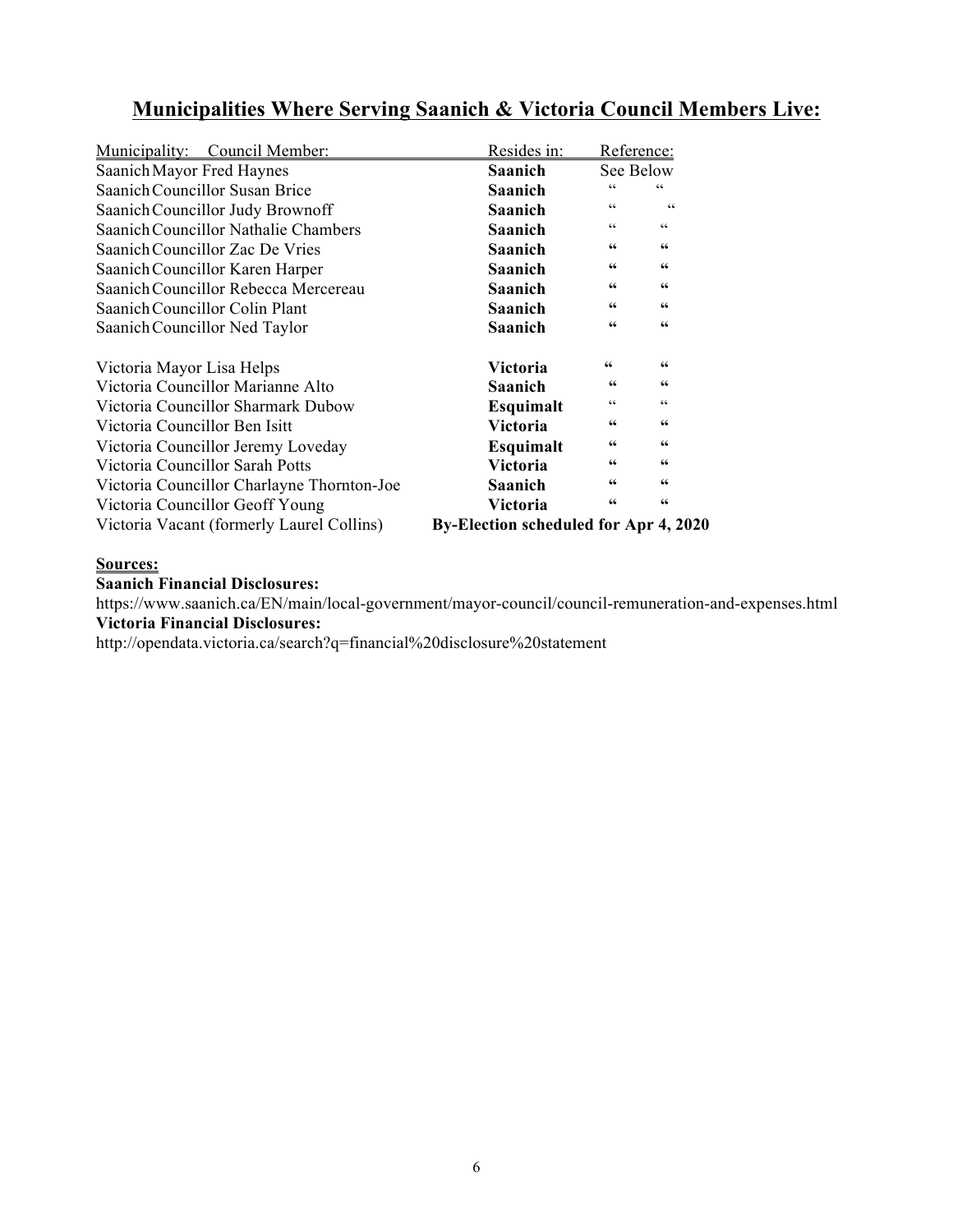# Municipalities Where Serving Saanich & Victoria Council Members Live:

| Municipality: | Council Member: | Resides in: | Reference: |
|---|---|---|---|
| Saanich | Mayor Fred Haynes | **Saanich** | See Below |
| Saanich | Councillor Susan Brice | **Saanich** | " " |
| Saanich | Councillor Judy Brownoff | **Saanich** | " " |
| Saanich | Councillor Nathalie Chambers | **Saanich** | " " |
| Saanich | Councillor Zac De Vries | **Saanich** | " " |
| Saanich | Councillor Karen Harper | **Saanich** | " " |
| Saanich | Councillor Rebecca Mercereau | **Saanich** | " " |
| Saanich | Councillor Colin Plant | **Saanich** | " " |
| Saanich | Councillor Ned Taylor | **Saanich** | " " |
| Victoria | Mayor Lisa Helps | **Victoria** | " " |
| Victoria | Councillor Marianne Alto | **Saanich** | " " |
| Victoria | Councillor Sharmark Dubow | **Esquimalt** | " " |
| Victoria | Councillor Ben Isitt | **Victoria** | " " |
| Victoria | Councillor Jeremy Loveday | **Esquimalt** | " " |
| Victoria | Councillor Sarah Potts | **Victoria** | " " |
| Victoria | Councillor Charlayne Thornton-Joe | **Saanich** | " " |
| Victoria | Councillor Geoff Young | **Victoria** | " " |
| Victoria | Vacant (formerly Laurel Collins) | **By-Election scheduled for Apr 4, 2020** | |

**Sources:**

**Saanich Financial Disclosures:**

https://www.saanich.ca/EN/main/local-government/mayor-council/council-remuneration-and-expenses.html

**Victoria Financial Disclosures:**

http://opendata.victoria.ca/search?q=financial%20disclosure%20statement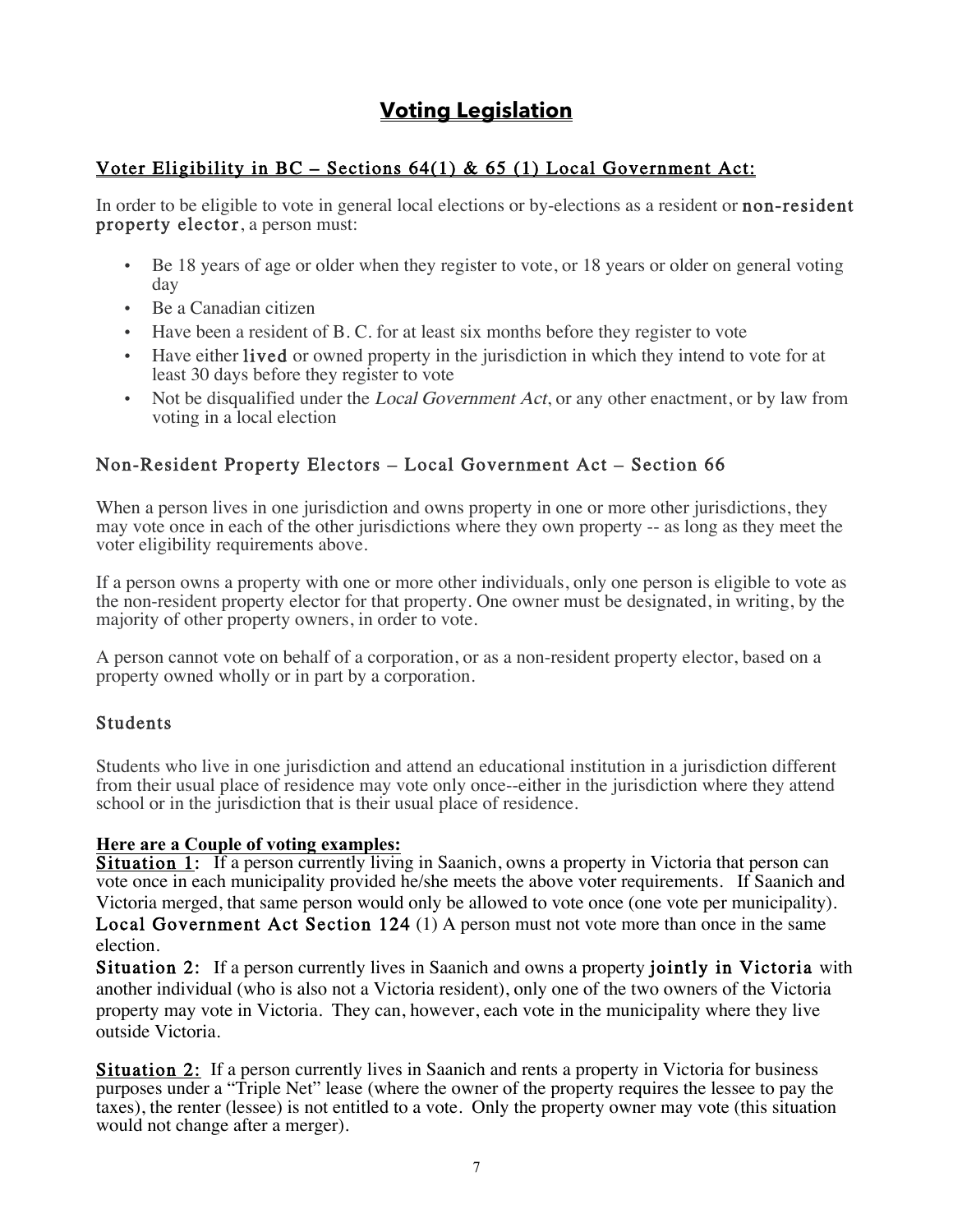# Voting Legislation

## Voter Eligibility in BC – Sections 64(1) & 65 (1) Local Government Act:

In order to be eligible to vote in general local elections or by-elections as a resident or **non-resident property elector**, a person must:

- Be 18 years of age or older when they register to vote, or 18 years or older on general voting day
- Be a Canadian citizen
- Have been a resident of B. C. for at least six months before they register to vote
- Have either **lived** or owned property in the jurisdiction in which they intend to vote for at least 30 days before they register to vote
- Not be disqualified under the *Local Government Act*, or any other enactment, or by law from voting in a local election

### Non-Resident Property Electors – Local Government Act – Section 66

When a person lives in one jurisdiction and owns property in one or more other jurisdictions, they may vote once in each of the other jurisdictions where they own property -- as long as they meet the voter eligibility requirements above.

If a person owns a property with one or more other individuals, only one person is eligible to vote as the non-resident property elector for that property. One owner must be designated, in writing, by the majority of other property owners, in order to vote.

A person cannot vote on behalf of a corporation, or as a non-resident property elector, based on a property owned wholly or in part by a corporation.

### Students

Students who live in one jurisdiction and attend an educational institution in a jurisdiction different from their usual place of residence may vote only once--either in the jurisdiction where they attend school or in the jurisdiction that is their usual place of residence.

**Here are a Couple of voting examples:**

**Situation 1:** If a person currently living in Saanich, owns a property in Victoria that person can vote once in each municipality provided he/she meets the above voter requirements. If Saanich and Victoria merged, that same person would only be allowed to vote once (one vote per municipality).
**Local Government Act Section 124** (1) A person must not vote more than once in the same election.

**Situation 2:** If a person currently lives in Saanich and owns a property **jointly in Victoria** with another individual (who is also not a Victoria resident), only one of the two owners of the Victoria property may vote in Victoria. They can, however, each vote in the municipality where they live outside Victoria.

**Situation 2:** If a person currently lives in Saanich and rents a property in Victoria for business purposes under a "Triple Net" lease (where the owner of the property requires the lessee to pay the taxes), the renter (lessee) is not entitled to a vote. Only the property owner may vote (this situation would not change after a merger).